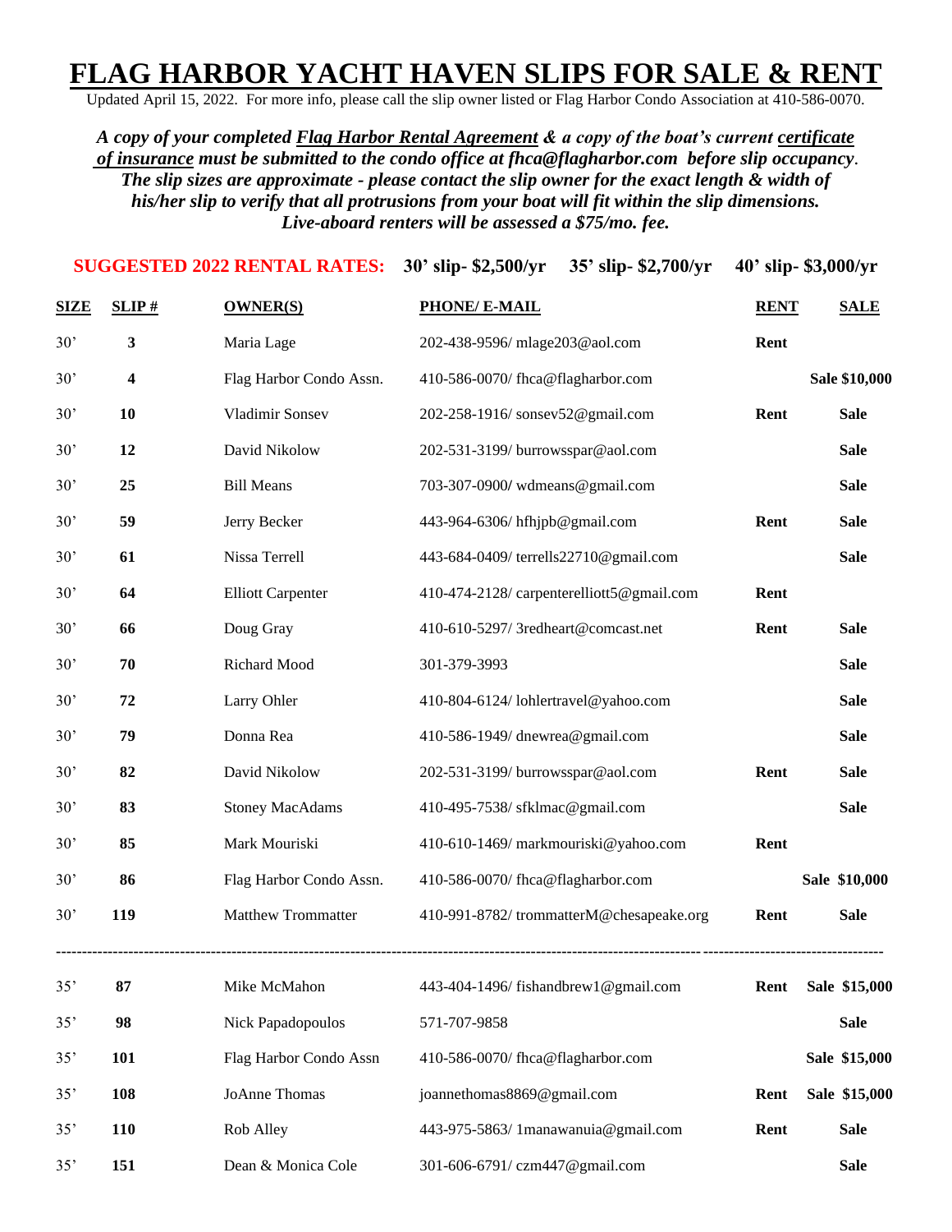# FLAG HARBOR YACHT HAVEN SLIPS FOR SALE & RENT

Updated April 15, 2022. For more info, please call the slip owner listed or Flag Harbor Condo Association at 410-586-0070.

***A copy of your completed Flag Harbor Rental Agreement & a copy of the boat's current certificate of insurance must be submitted to the condo office at fhca@flagharbor.com before slip occupancy. The slip sizes are approximate - please contact the slip owner for the exact length & width of his/her slip to verify that all protrusions from your boat will fit within the slip dimensions. Live-aboard renters will be assessed a $75/mo. fee.***

**SUGGESTED 2022 RENTAL RATES: 30' slip- $2,500/yr 35' slip- $2,700/yr 40' slip- $3,000/yr**

| SIZE | SLIP # | OWNER(S) | PHONE/ E-MAIL | RENT | SALE |
|---|---|---|---|---|---|
| 30' | 3 | Maria Lage | 202-438-9596/ mlage203@aol.com | Rent | |
| 30' | 4 | Flag Harbor Condo Assn. | 410-586-0070/ fhca@flagharbor.com | | Sale $10,000 |
| 30' | 10 | Vladimir Sonsev | 202-258-1916/ sonsev52@gmail.com | Rent | Sale |
| 30' | 12 | David Nikolow | 202-531-3199/ burrowsspar@aol.com | | Sale |
| 30' | 25 | Bill Means | 703-307-0900/ wdmeans@gmail.com | | Sale |
| 30' | 59 | Jerry Becker | 443-964-6306/ hfhjpb@gmail.com | Rent | Sale |
| 30' | 61 | Nissa Terrell | 443-684-0409/ terrells22710@gmail.com | | Sale |
| 30' | 64 | Elliott Carpenter | 410-474-2128/ carpenterelliott5@gmail.com | Rent | |
| 30' | 66 | Doug Gray | 410-610-5297/ 3redheart@comcast.net | Rent | Sale |
| 30' | 70 | Richard Mood | 301-379-3993 | | Sale |
| 30' | 72 | Larry Ohler | 410-804-6124/ lohlertravel@yahoo.com | | Sale |
| 30' | 79 | Donna Rea | 410-586-1949/ dnewrea@gmail.com | | Sale |
| 30' | 82 | David Nikolow | 202-531-3199/ burrowsspar@aol.com | Rent | Sale |
| 30' | 83 | Stoney MacAdams | 410-495-7538/ sfklmac@gmail.com | | Sale |
| 30' | 85 | Mark Mouriski | 410-610-1469/ markmouriski@yahoo.com | Rent | |
| 30' | 86 | Flag Harbor Condo Assn. | 410-586-0070/ fhca@flagharbor.com | | Sale $10,000 |
| 30' | 119 | Matthew Trommatter | 410-991-8782/ trommatterM@chesapeake.org | Rent | Sale |
| 35' | 87 | Mike McMahon | 443-404-1496/ fishandbrew1@gmail.com | Rent | Sale $15,000 |
| 35' | 98 | Nick Papadopoulos | 571-707-9858 | | Sale |
| 35' | 101 | Flag Harbor Condo Assn | 410-586-0070/ fhca@flagharbor.com | | Sale $15,000 |
| 35' | 108 | JoAnne Thomas | joannethomas8869@gmail.com | Rent | Sale $15,000 |
| 35' | 110 | Rob Alley | 443-975-5863/ 1manawanuia@gmail.com | Rent | Sale |
| 35' | 151 | Dean & Monica Cole | 301-606-6791/ czm447@gmail.com | | Sale |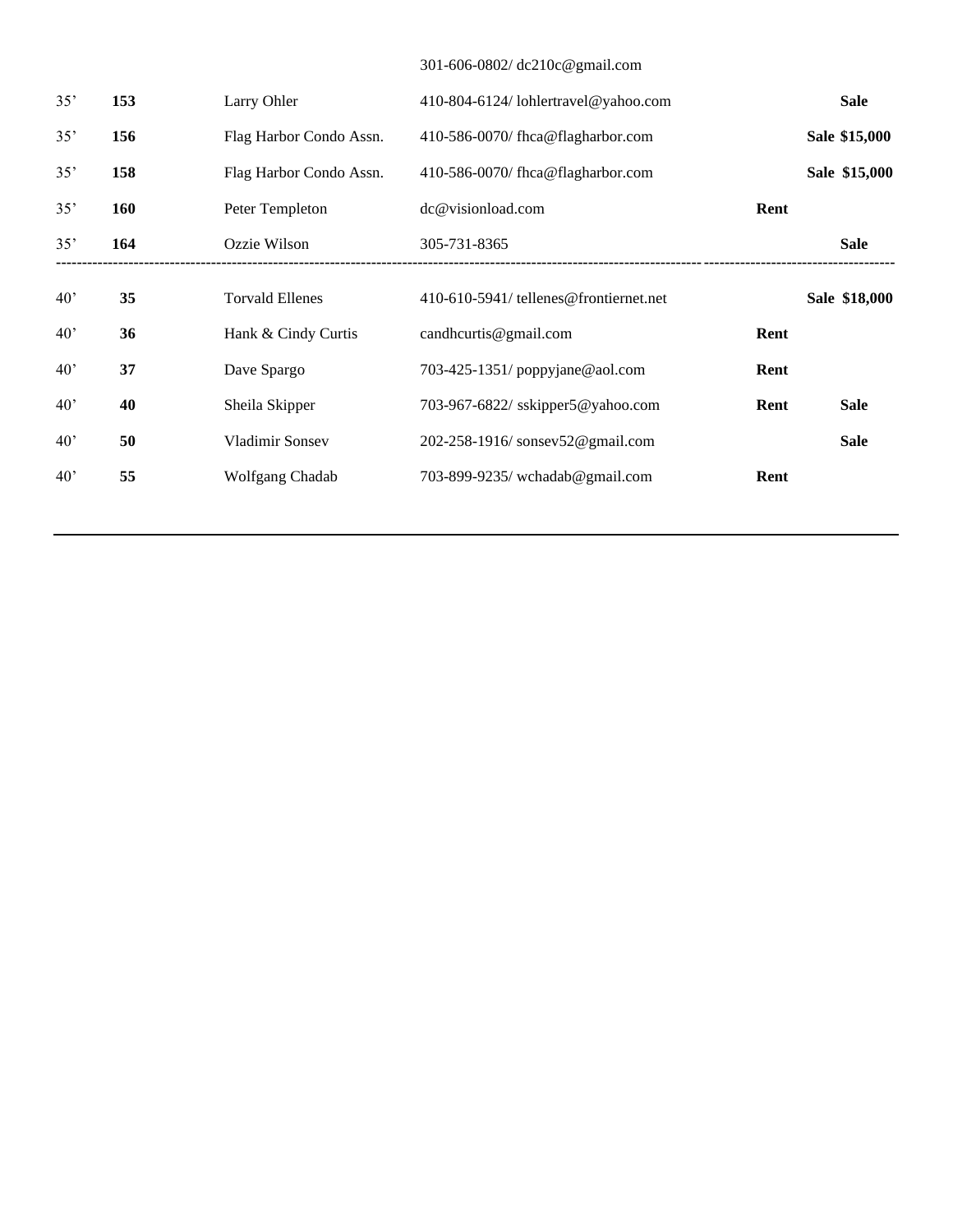| | | | 301-606-0802/ dc210c@gmail.com | | |
|---|---|---|---|---|---|
| 35’ | **153** | Larry Ohler | 410-804-6124/ lohlertravel@yahoo.com | | **Sale** |
| 35’ | **156** | Flag Harbor Condo Assn. | 410-586-0070/ fhca@flagharbor.com | | **Sale $15,000** |
| 35’ | **158** | Flag Harbor Condo Assn. | 410-586-0070/ fhca@flagharbor.com | | **Sale $15,000** |
| 35’ | **160** | Peter Templeton | dc@visionload.com | **Rent** | |
| 35’ | **164** | Ozzie Wilson | 305-731-8365 | | **Sale** |
| 40’ | **35** | Torvald Ellenes | 410-610-5941/ tellenes@frontiernet.net | | **Sale $18,000** |
| 40’ | **36** | Hank & Cindy Curtis | candhcurtis@gmail.com | **Rent** | |
| 40’ | **37** | Dave Spargo | 703-425-1351/ poppyjane@aol.com | **Rent** | |
| 40’ | **40** | Sheila Skipper | 703-967-6822/ sskipper5@yahoo.com | **Rent** | **Sale** |
| 40’ | **50** | Vladimir Sonsev | 202-258-1916/ sonsev52@gmail.com | | **Sale** |
| 40’ | **55** | Wolfgang Chadab | 703-899-9235/ wchadab@gmail.com | **Rent** | |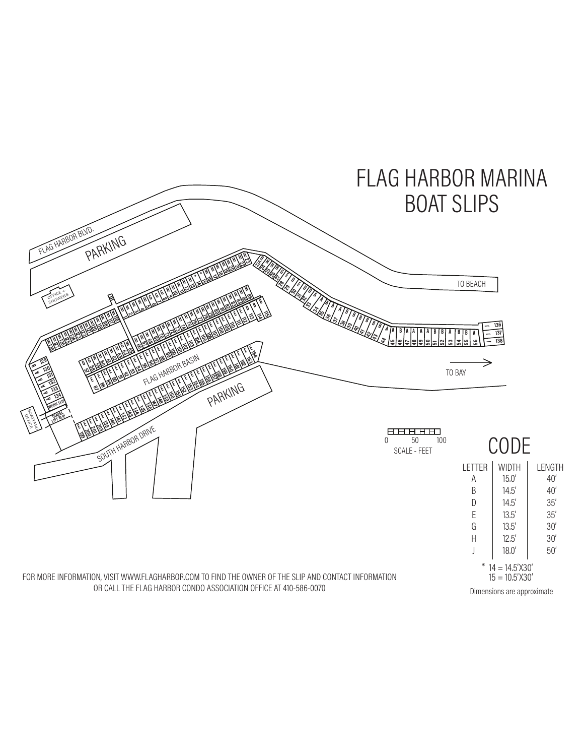# FLAG HARBOR MARINA BOAT SLIPS

FLAG HARBOR BLVD.

PARKING

OFFICE + SHOWERS

TO BEACH

FLAG HARBOR BASIN

TO BAY

PARKING

BOATYARD OFFICE

WORK SLIP

TRAVEL LIFT SLIP

SOUTH HARBOR DRIVE

0 50 100

SCALE - FEET

## CODE

| LETTER | WIDTH | LENGTH |
|---|---|---|
| A | 15.0' | 40' |
| B | 14.5' | 40' |
| D | 14.5' | 35' |
| E | 13.5' | 35' |
| G | 13.5' | 30' |
| H | 12.5' | 30' |
| J | 18.0' | 50' |

* 14 = 14.5'X30'
15 = 10.5'X30'

Dimensions are approximate

FOR MORE INFORMATION, VISIT WWW.FLAGHARBOR.COM TO FIND THE OWNER OF THE SLIP AND CONTACT INFORMATION OR CALL THE FLAG HARBOR CONDO ASSOCIATION OFFICE AT 410-586-0070